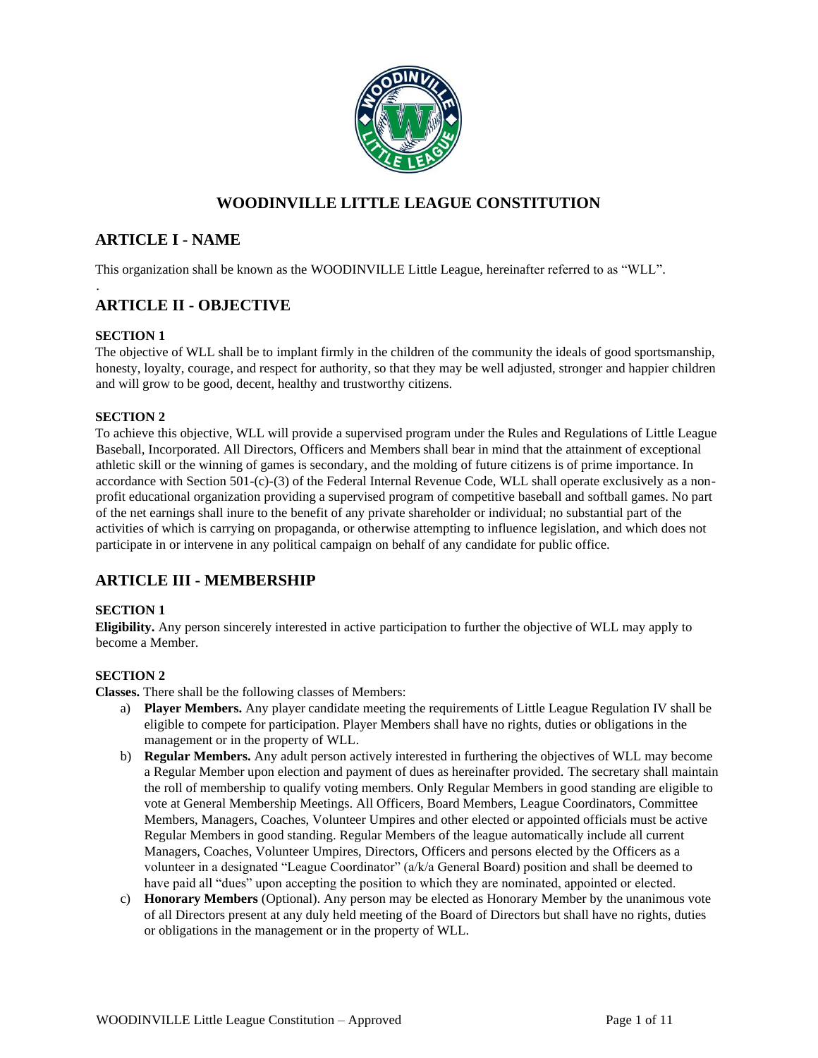# WOODINVILLE LITTLE LEAGUE CONSTITUTION

## ARTICLE I - NAME

This organization shall be known as the WOODINVILLE Little League, hereinafter referred to as "WLL".

## ARTICLE II - OBJECTIVE

### SECTION 1

The objective of WLL shall be to implant firmly in the children of the community the ideals of good sportsmanship, honesty, loyalty, courage, and respect for authority, so that they may be well adjusted, stronger and happier children and will grow to be good, decent, healthy and trustworthy citizens.

### SECTION 2

To achieve this objective, WLL will provide a supervised program under the Rules and Regulations of Little League Baseball, Incorporated. All Directors, Officers and Members shall bear in mind that the attainment of exceptional athletic skill or the winning of games is secondary, and the molding of future citizens is of prime importance. In accordance with Section 501-(c)-(3) of the Federal Internal Revenue Code, WLL shall operate exclusively as a non-profit educational organization providing a supervised program of competitive baseball and softball games. No part of the net earnings shall inure to the benefit of any private shareholder or individual; no substantial part of the activities of which is carrying on propaganda, or otherwise attempting to influence legislation, and which does not participate in or intervene in any political campaign on behalf of any candidate for public office.

## ARTICLE III - MEMBERSHIP

### SECTION 1

**Eligibility.** Any person sincerely interested in active participation to further the objective of WLL may apply to become a Member.

### SECTION 2

**Classes.** There shall be the following classes of Members:

a) **Player Members.** Any player candidate meeting the requirements of Little League Regulation IV shall be eligible to compete for participation. Player Members shall have no rights, duties or obligations in the management or in the property of WLL.

b) **Regular Members.** Any adult person actively interested in furthering the objectives of WLL may become a Regular Member upon election and payment of dues as hereinafter provided. The secretary shall maintain the roll of membership to qualify voting members. Only Regular Members in good standing are eligible to vote at General Membership Meetings. All Officers, Board Members, League Coordinators, Committee Members, Managers, Coaches, Volunteer Umpires and other elected or appointed officials must be active Regular Members in good standing. Regular Members of the league automatically include all current Managers, Coaches, Volunteer Umpires, Directors, Officers and persons elected by the Officers as a volunteer in a designated "League Coordinator" (a/k/a General Board) position and shall be deemed to have paid all "dues" upon accepting the position to which they are nominated, appointed or elected.

c) **Honorary Members** (Optional). Any person may be elected as Honorary Member by the unanimous vote of all Directors present at any duly held meeting of the Board of Directors but shall have no rights, duties or obligations in the management or in the property of WLL.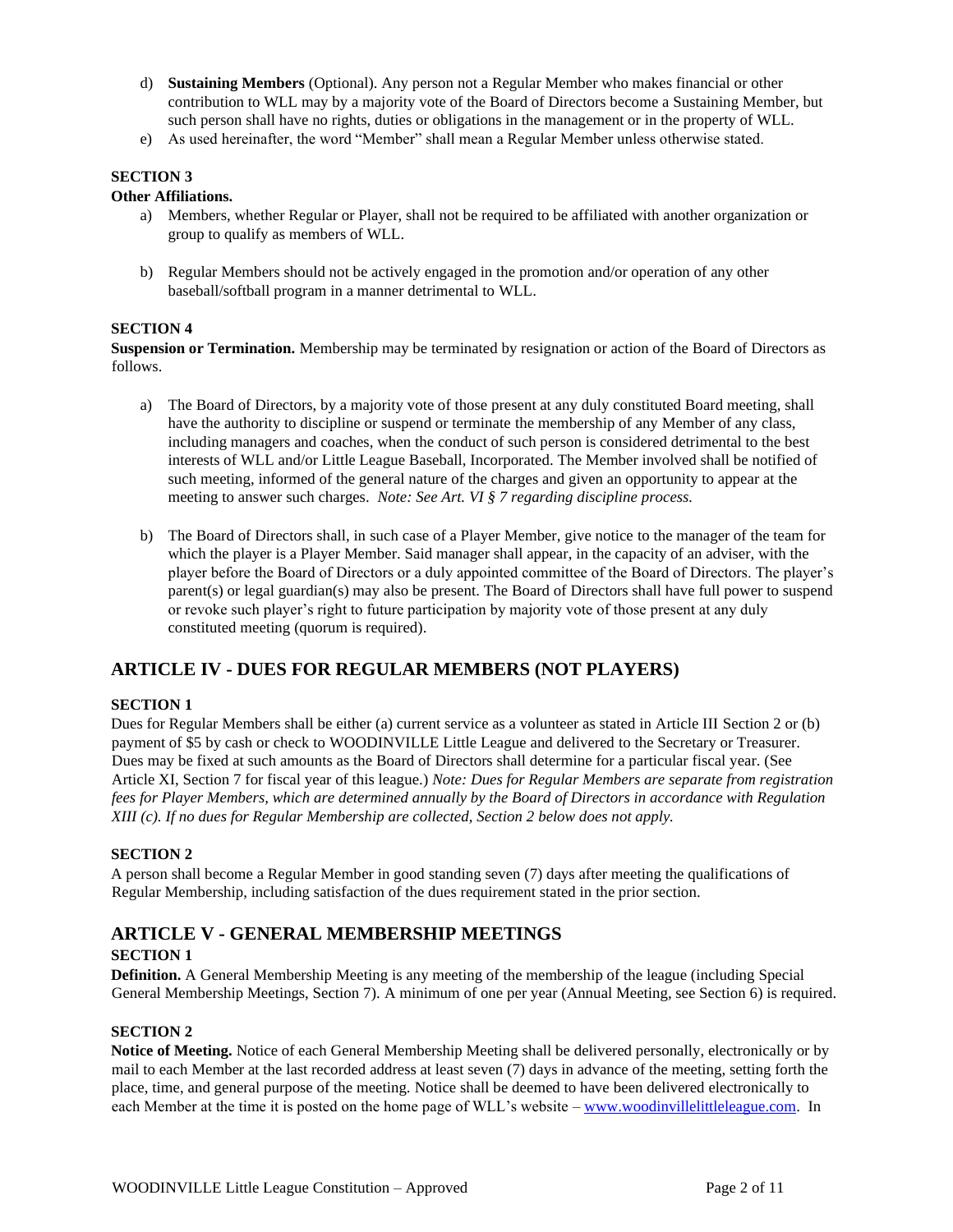d) **Sustaining Members** (Optional). Any person not a Regular Member who makes financial or other contribution to WLL may by a majority vote of the Board of Directors become a Sustaining Member, but such person shall have no rights, duties or obligations in the management or in the property of WLL.

e) As used hereinafter, the word "Member" shall mean a Regular Member unless otherwise stated.

**SECTION 3**

**Other Affiliations.**

a) Members, whether Regular or Player, shall not be required to be affiliated with another organization or group to qualify as members of WLL.

b) Regular Members should not be actively engaged in the promotion and/or operation of any other baseball/softball program in a manner detrimental to WLL.

**SECTION 4**

**Suspension or Termination.** Membership may be terminated by resignation or action of the Board of Directors as follows.

a) The Board of Directors, by a majority vote of those present at any duly constituted Board meeting, shall have the authority to discipline or suspend or terminate the membership of any Member of any class, including managers and coaches, when the conduct of such person is considered detrimental to the best interests of WLL and/or Little League Baseball, Incorporated. The Member involved shall be notified of such meeting, informed of the general nature of the charges and given an opportunity to appear at the meeting to answer such charges. *Note: See Art. VI § 7 regarding discipline process.*

b) The Board of Directors shall, in such case of a Player Member, give notice to the manager of the team for which the player is a Player Member. Said manager shall appear, in the capacity of an adviser, with the player before the Board of Directors or a duly appointed committee of the Board of Directors. The player's parent(s) or legal guardian(s) may also be present. The Board of Directors shall have full power to suspend or revoke such player's right to future participation by majority vote of those present at any duly constituted meeting (quorum is required).

## ARTICLE IV - DUES FOR REGULAR MEMBERS (NOT PLAYERS)

**SECTION 1**

Dues for Regular Members shall be either (a) current service as a volunteer as stated in Article III Section 2 or (b) payment of $5 by cash or check to WOODINVILLE Little League and delivered to the Secretary or Treasurer. Dues may be fixed at such amounts as the Board of Directors shall determine for a particular fiscal year. (See Article XI, Section 7 for fiscal year of this league.) *Note: Dues for Regular Members are separate from registration fees for Player Members, which are determined annually by the Board of Directors in accordance with Regulation XIII (c). If no dues for Regular Membership are collected, Section 2 below does not apply.*

**SECTION 2**

A person shall become a Regular Member in good standing seven (7) days after meeting the qualifications of Regular Membership, including satisfaction of the dues requirement stated in the prior section.

## ARTICLE V - GENERAL MEMBERSHIP MEETINGS

**SECTION 1**

**Definition.** A General Membership Meeting is any meeting of the membership of the league (including Special General Membership Meetings, Section 7). A minimum of one per year (Annual Meeting, see Section 6) is required.

**SECTION 2**

**Notice of Meeting.** Notice of each General Membership Meeting shall be delivered personally, electronically or by mail to each Member at the last recorded address at least seven (7) days in advance of the meeting, setting forth the place, time, and general purpose of the meeting. Notice shall be deemed to have been delivered electronically to each Member at the time it is posted on the home page of WLL's website – www.woodinvillelittleleague.com. In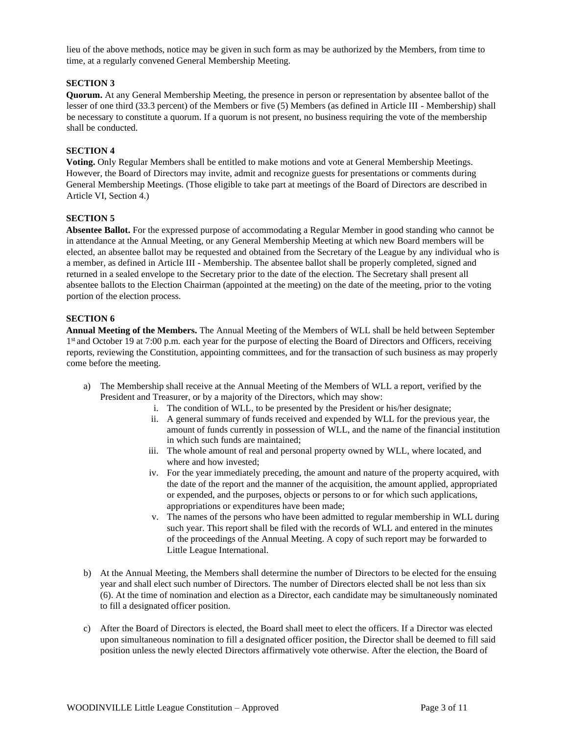lieu of the above methods, notice may be given in such form as may be authorized by the Members, from time to time, at a regularly convened General Membership Meeting.

**SECTION 3**

**Quorum.** At any General Membership Meeting, the presence in person or representation by absentee ballot of the lesser of one third (33.3 percent) of the Members or five (5) Members (as defined in Article III - Membership) shall be necessary to constitute a quorum. If a quorum is not present, no business requiring the vote of the membership shall be conducted.

**SECTION 4**

**Voting.** Only Regular Members shall be entitled to make motions and vote at General Membership Meetings. However, the Board of Directors may invite, admit and recognize guests for presentations or comments during General Membership Meetings. (Those eligible to take part at meetings of the Board of Directors are described in Article VI, Section 4.)

**SECTION 5**

**Absentee Ballot.** For the expressed purpose of accommodating a Regular Member in good standing who cannot be in attendance at the Annual Meeting, or any General Membership Meeting at which new Board members will be elected, an absentee ballot may be requested and obtained from the Secretary of the League by any individual who is a member, as defined in Article III - Membership. The absentee ballot shall be properly completed, signed and returned in a sealed envelope to the Secretary prior to the date of the election. The Secretary shall present all absentee ballots to the Election Chairman (appointed at the meeting) on the date of the meeting, prior to the voting portion of the election process.

**SECTION 6**

**Annual Meeting of the Members.** The Annual Meeting of the Members of WLL shall be held between September 1st and October 19 at 7:00 p.m. each year for the purpose of electing the Board of Directors and Officers, receiving reports, reviewing the Constitution, appointing committees, and for the transaction of such business as may properly come before the meeting.

a) The Membership shall receive at the Annual Meeting of the Members of WLL a report, verified by the President and Treasurer, or by a majority of the Directors, which may show:
    i. The condition of WLL, to be presented by the President or his/her designate;
    ii. A general summary of funds received and expended by WLL for the previous year, the amount of funds currently in possession of WLL, and the name of the financial institution in which such funds are maintained;
    iii. The whole amount of real and personal property owned by WLL, where located, and where and how invested;
    iv. For the year immediately preceding, the amount and nature of the property acquired, with the date of the report and the manner of the acquisition, the amount applied, appropriated or expended, and the purposes, objects or persons to or for which such applications, appropriations or expenditures have been made;
    v. The names of the persons who have been admitted to regular membership in WLL during such year. This report shall be filed with the records of WLL and entered in the minutes of the proceedings of the Annual Meeting. A copy of such report may be forwarded to Little League International.

b) At the Annual Meeting, the Members shall determine the number of Directors to be elected for the ensuing year and shall elect such number of Directors. The number of Directors elected shall be not less than six (6). At the time of nomination and election as a Director, each candidate may be simultaneously nominated to fill a designated officer position.

c) After the Board of Directors is elected, the Board shall meet to elect the officers. If a Director was elected upon simultaneous nomination to fill a designated officer position, the Director shall be deemed to fill said position unless the newly elected Directors affirmatively vote otherwise. After the election, the Board of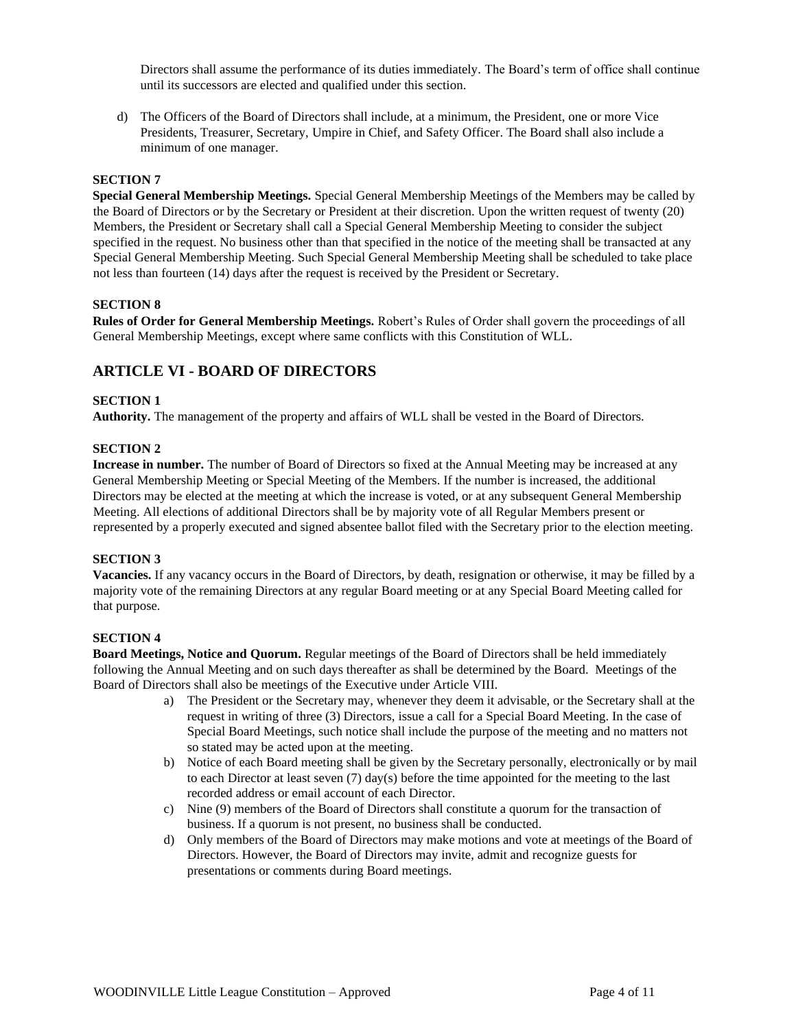Directors shall assume the performance of its duties immediately. The Board's term of office shall continue until its successors are elected and qualified under this section.

d) The Officers of the Board of Directors shall include, at a minimum, the President, one or more Vice Presidents, Treasurer, Secretary, Umpire in Chief, and Safety Officer. The Board shall also include a minimum of one manager.

**SECTION 7**

**Special General Membership Meetings.** Special General Membership Meetings of the Members may be called by the Board of Directors or by the Secretary or President at their discretion. Upon the written request of twenty (20) Members, the President or Secretary shall call a Special General Membership Meeting to consider the subject specified in the request. No business other than that specified in the notice of the meeting shall be transacted at any Special General Membership Meeting. Such Special General Membership Meeting shall be scheduled to take place not less than fourteen (14) days after the request is received by the President or Secretary.

**SECTION 8**

**Rules of Order for General Membership Meetings.** Robert's Rules of Order shall govern the proceedings of all General Membership Meetings, except where same conflicts with this Constitution of WLL.

## ARTICLE VI - BOARD OF DIRECTORS

**SECTION 1**

**Authority.** The management of the property and affairs of WLL shall be vested in the Board of Directors.

**SECTION 2**

**Increase in number.** The number of Board of Directors so fixed at the Annual Meeting may be increased at any General Membership Meeting or Special Meeting of the Members. If the number is increased, the additional Directors may be elected at the meeting at which the increase is voted, or at any subsequent General Membership Meeting. All elections of additional Directors shall be by majority vote of all Regular Members present or represented by a properly executed and signed absentee ballot filed with the Secretary prior to the election meeting.

**SECTION 3**

**Vacancies.** If any vacancy occurs in the Board of Directors, by death, resignation or otherwise, it may be filled by a majority vote of the remaining Directors at any regular Board meeting or at any Special Board Meeting called for that purpose.

**SECTION 4**

**Board Meetings, Notice and Quorum.** Regular meetings of the Board of Directors shall be held immediately following the Annual Meeting and on such days thereafter as shall be determined by the Board. Meetings of the Board of Directors shall also be meetings of the Executive under Article VIII.

a) The President or the Secretary may, whenever they deem it advisable, or the Secretary shall at the request in writing of three (3) Directors, issue a call for a Special Board Meeting. In the case of Special Board Meetings, such notice shall include the purpose of the meeting and no matters not so stated may be acted upon at the meeting.

b) Notice of each Board meeting shall be given by the Secretary personally, electronically or by mail to each Director at least seven (7) day(s) before the time appointed for the meeting to the last recorded address or email account of each Director.

c) Nine (9) members of the Board of Directors shall constitute a quorum for the transaction of business. If a quorum is not present, no business shall be conducted.

d) Only members of the Board of Directors may make motions and vote at meetings of the Board of Directors. However, the Board of Directors may invite, admit and recognize guests for presentations or comments during Board meetings.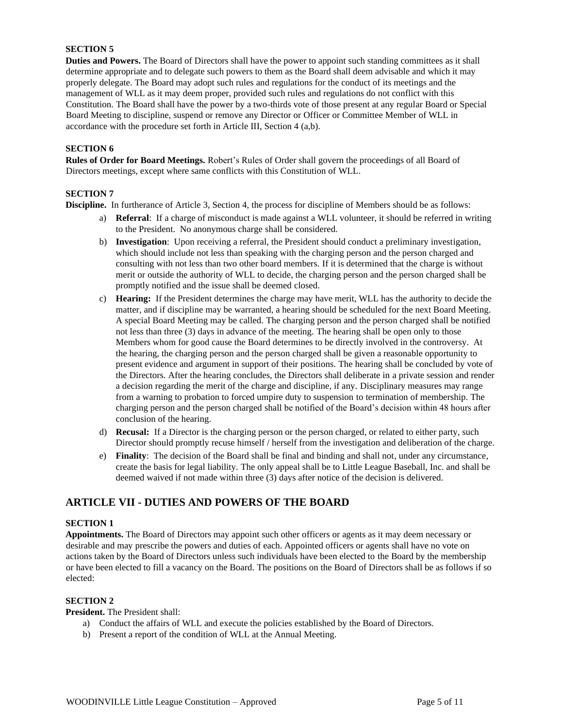#### SECTION 5

**Duties and Powers.** The Board of Directors shall have the power to appoint such standing committees as it shall determine appropriate and to delegate such powers to them as the Board shall deem advisable and which it may properly delegate. The Board may adopt such rules and regulations for the conduct of its meetings and the management of WLL as it may deem proper, provided such rules and regulations do not conflict with this Constitution. The Board shall have the power by a two-thirds vote of those present at any regular Board or Special Board Meeting to discipline, suspend or remove any Director or Officer or Committee Member of WLL in accordance with the procedure set forth in Article III, Section 4 (a,b).

#### SECTION 6

**Rules of Order for Board Meetings.** Robert's Rules of Order shall govern the proceedings of all Board of Directors meetings, except where same conflicts with this Constitution of WLL.

#### SECTION 7

**Discipline.** In furtherance of Article 3, Section 4, the process for discipline of Members should be as follows:

a) **Referral**: If a charge of misconduct is made against a WLL volunteer, it should be referred in writing to the President. No anonymous charge shall be considered.

b) **Investigation**: Upon receiving a referral, the President should conduct a preliminary investigation, which should include not less than speaking with the charging person and the person charged and consulting with not less than two other board members. If it is determined that the charge is without merit or outside the authority of WLL to decide, the charging person and the person charged shall be promptly notified and the issue shall be deemed closed.

c) **Hearing:** If the President determines the charge may have merit, WLL has the authority to decide the matter, and if discipline may be warranted, a hearing should be scheduled for the next Board Meeting. A special Board Meeting may be called. The charging person and the person charged shall be notified not less than three (3) days in advance of the meeting. The hearing shall be open only to those Members whom for good cause the Board determines to be directly involved in the controversy. At the hearing, the charging person and the person charged shall be given a reasonable opportunity to present evidence and argument in support of their positions. The hearing shall be concluded by vote of the Directors. After the hearing concludes, the Directors shall deliberate in a private session and render a decision regarding the merit of the charge and discipline, if any. Disciplinary measures may range from a warning to probation to forced umpire duty to suspension to termination of membership. The charging person and the person charged shall be notified of the Board's decision within 48 hours after conclusion of the hearing.

d) **Recusal:** If a Director is the charging person or the person charged, or related to either party, such Director should promptly recuse himself / herself from the investigation and deliberation of the charge.

e) **Finality**: The decision of the Board shall be final and binding and shall not, under any circumstance, create the basis for legal liability. The only appeal shall be to Little League Baseball, Inc. and shall be deemed waived if not made within three (3) days after notice of the decision is delivered.

## ARTICLE VII - DUTIES AND POWERS OF THE BOARD

#### SECTION 1

**Appointments.** The Board of Directors may appoint such other officers or agents as it may deem necessary or desirable and may prescribe the powers and duties of each. Appointed officers or agents shall have no vote on actions taken by the Board of Directors unless such individuals have been elected to the Board by the membership or have been elected to fill a vacancy on the Board. The positions on the Board of Directors shall be as follows if so elected:

#### SECTION 2

**President.** The President shall:

a) Conduct the affairs of WLL and execute the policies established by the Board of Directors.
b) Present a report of the condition of WLL at the Annual Meeting.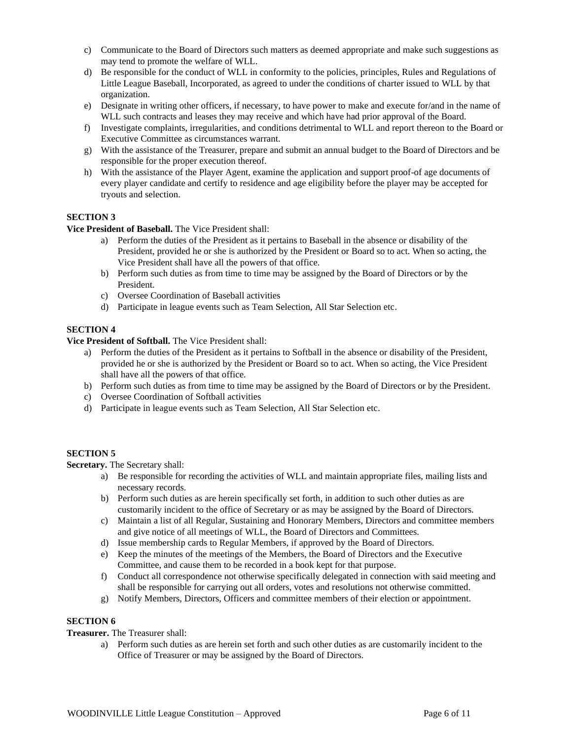c) Communicate to the Board of Directors such matters as deemed appropriate and make such suggestions as may tend to promote the welfare of WLL.
d) Be responsible for the conduct of WLL in conformity to the policies, principles, Rules and Regulations of Little League Baseball, Incorporated, as agreed to under the conditions of charter issued to WLL by that organization.
e) Designate in writing other officers, if necessary, to have power to make and execute for/and in the name of WLL such contracts and leases they may receive and which have had prior approval of the Board.
f) Investigate complaints, irregularities, and conditions detrimental to WLL and report thereon to the Board or Executive Committee as circumstances warrant.
g) With the assistance of the Treasurer, prepare and submit an annual budget to the Board of Directors and be responsible for the proper execution thereof.
h) With the assistance of the Player Agent, examine the application and support proof-of age documents of every player candidate and certify to residence and age eligibility before the player may be accepted for tryouts and selection.

**SECTION 3**

**Vice President of Baseball.** The Vice President shall:

a) Perform the duties of the President as it pertains to Baseball in the absence or disability of the President, provided he or she is authorized by the President or Board so to act. When so acting, the Vice President shall have all the powers of that office.
b) Perform such duties as from time to time may be assigned by the Board of Directors or by the President.
c) Oversee Coordination of Baseball activities
d) Participate in league events such as Team Selection, All Star Selection etc.

**SECTION 4**

**Vice President of Softball.** The Vice President shall:

a) Perform the duties of the President as it pertains to Softball in the absence or disability of the President, provided he or she is authorized by the President or Board so to act. When so acting, the Vice President shall have all the powers of that office.
b) Perform such duties as from time to time may be assigned by the Board of Directors or by the President.
c) Oversee Coordination of Softball activities
d) Participate in league events such as Team Selection, All Star Selection etc.

**SECTION 5**

**Secretary.** The Secretary shall:

a) Be responsible for recording the activities of WLL and maintain appropriate files, mailing lists and necessary records.
b) Perform such duties as are herein specifically set forth, in addition to such other duties as are customarily incident to the office of Secretary or as may be assigned by the Board of Directors.
c) Maintain a list of all Regular, Sustaining and Honorary Members, Directors and committee members and give notice of all meetings of WLL, the Board of Directors and Committees.
d) Issue membership cards to Regular Members, if approved by the Board of Directors.
e) Keep the minutes of the meetings of the Members, the Board of Directors and the Executive Committee, and cause them to be recorded in a book kept for that purpose.
f) Conduct all correspondence not otherwise specifically delegated in connection with said meeting and shall be responsible for carrying out all orders, votes and resolutions not otherwise committed.
g) Notify Members, Directors, Officers and committee members of their election or appointment.

**SECTION 6**

**Treasurer.** The Treasurer shall:

a) Perform such duties as are herein set forth and such other duties as are customarily incident to the Office of Treasurer or may be assigned by the Board of Directors.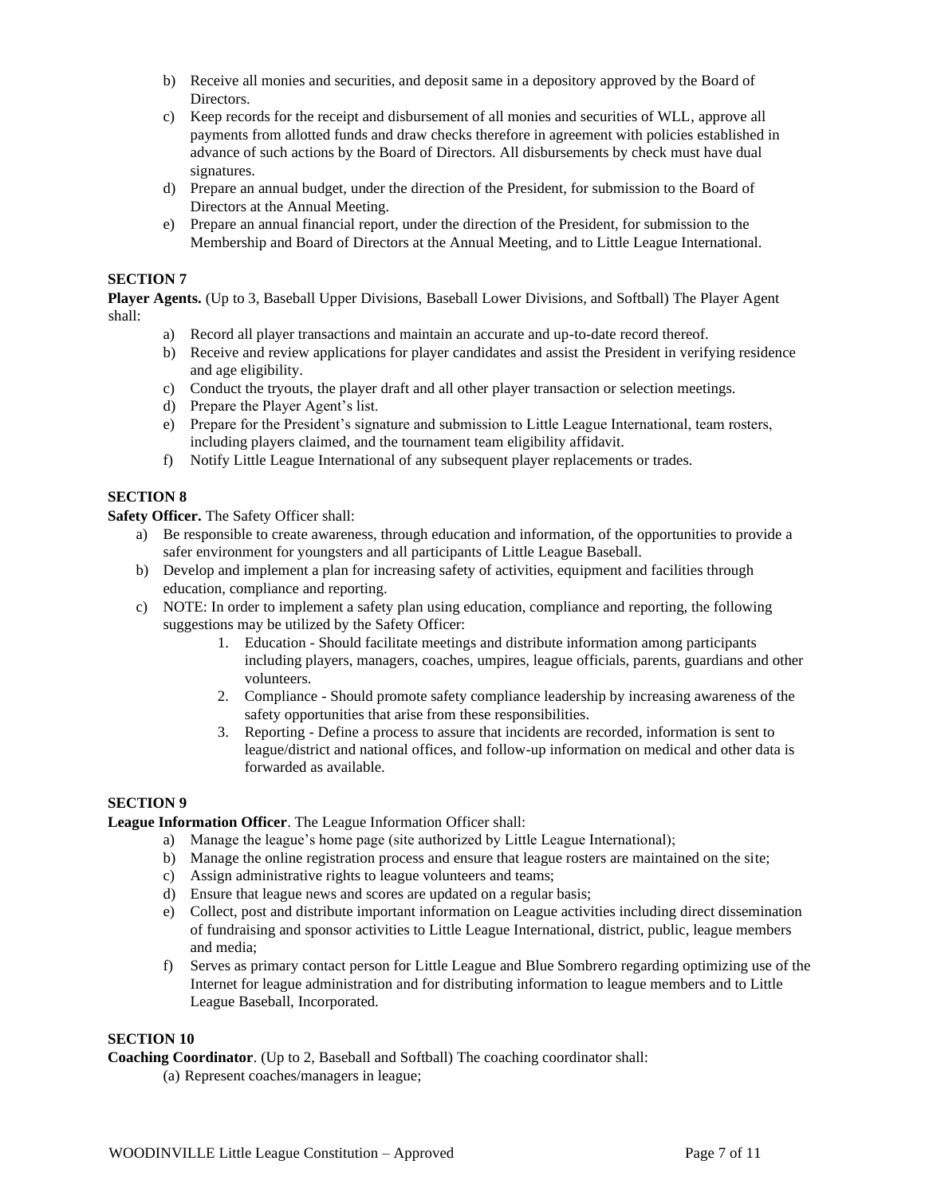b) Receive all monies and securities, and deposit same in a depository approved by the Board of Directors.
c) Keep records for the receipt and disbursement of all monies and securities of WLL, approve all payments from allotted funds and draw checks therefore in agreement with policies established in advance of such actions by the Board of Directors. All disbursements by check must have dual signatures.
d) Prepare an annual budget, under the direction of the President, for submission to the Board of Directors at the Annual Meeting.
e) Prepare an annual financial report, under the direction of the President, for submission to the Membership and Board of Directors at the Annual Meeting, and to Little League International.

**SECTION 7**

**Player Agents.** (Up to 3, Baseball Upper Divisions, Baseball Lower Divisions, and Softball) The Player Agent shall:

a) Record all player transactions and maintain an accurate and up-to-date record thereof.
b) Receive and review applications for player candidates and assist the President in verifying residence and age eligibility.
c) Conduct the tryouts, the player draft and all other player transaction or selection meetings.
d) Prepare the Player Agent's list.
e) Prepare for the President's signature and submission to Little League International, team rosters, including players claimed, and the tournament team eligibility affidavit.
f) Notify Little League International of any subsequent player replacements or trades.

**SECTION 8**

**Safety Officer.** The Safety Officer shall:

a) Be responsible to create awareness, through education and information, of the opportunities to provide a safer environment for youngsters and all participants of Little League Baseball.
b) Develop and implement a plan for increasing safety of activities, equipment and facilities through education, compliance and reporting.
c) NOTE: In order to implement a safety plan using education, compliance and reporting, the following suggestions may be utilized by the Safety Officer:
    1. Education - Should facilitate meetings and distribute information among participants including players, managers, coaches, umpires, league officials, parents, guardians and other volunteers.
    2. Compliance - Should promote safety compliance leadership by increasing awareness of the safety opportunities that arise from these responsibilities.
    3. Reporting - Define a process to assure that incidents are recorded, information is sent to league/district and national offices, and follow-up information on medical and other data is forwarded as available.

**SECTION 9**

**League Information Officer**. The League Information Officer shall:

a) Manage the league's home page (site authorized by Little League International);
b) Manage the online registration process and ensure that league rosters are maintained on the site;
c) Assign administrative rights to league volunteers and teams;
d) Ensure that league news and scores are updated on a regular basis;
e) Collect, post and distribute important information on League activities including direct dissemination of fundraising and sponsor activities to Little League International, district, public, league members and media;
f) Serves as primary contact person for Little League and Blue Sombrero regarding optimizing use of the Internet for league administration and for distributing information to league members and to Little League Baseball, Incorporated.

**SECTION 10**

**Coaching Coordinator**. (Up to 2, Baseball and Softball) The coaching coordinator shall:

(a) Represent coaches/managers in league;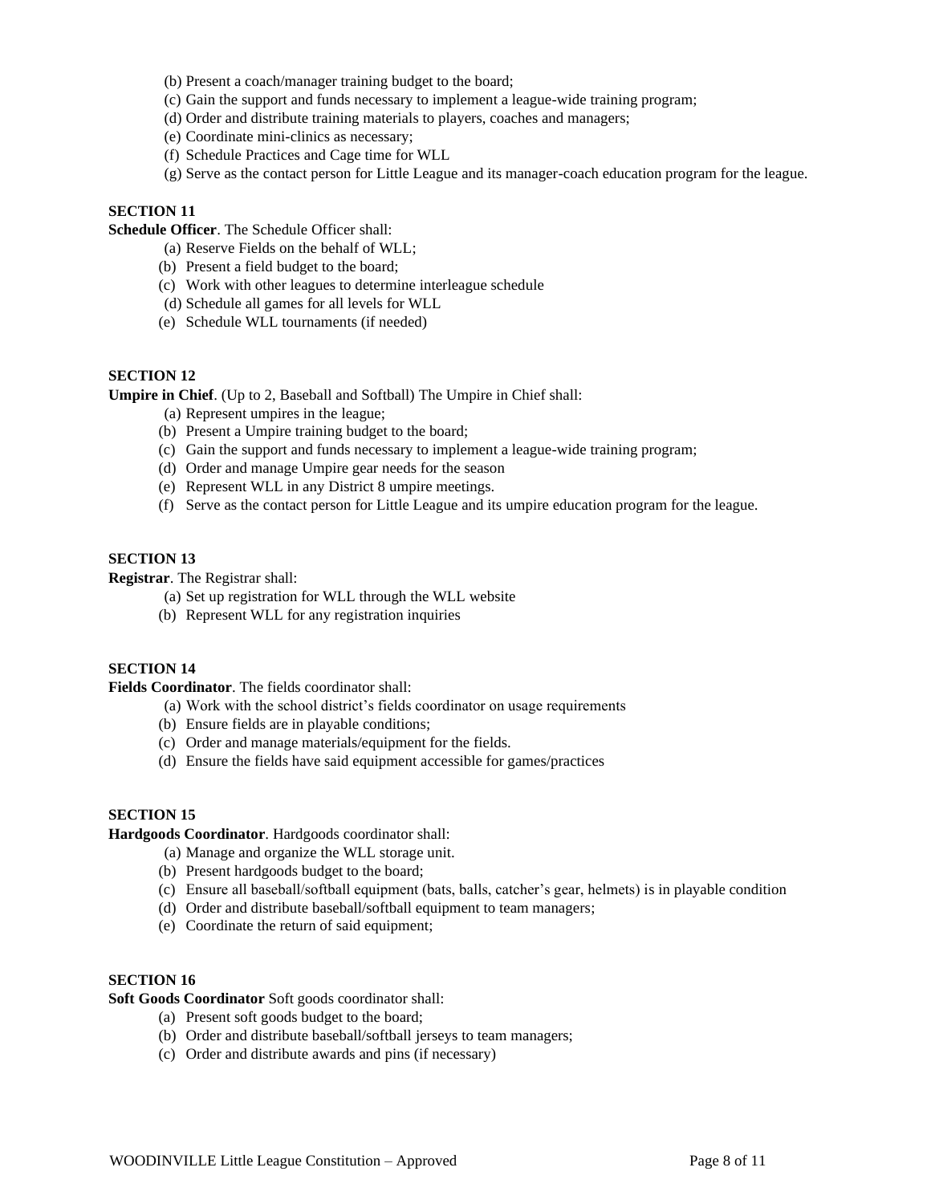(b) Present a coach/manager training budget to the board;
(c) Gain the support and funds necessary to implement a league-wide training program;
(d) Order and distribute training materials to players, coaches and managers;
(e) Coordinate mini-clinics as necessary;
(f) Schedule Practices and Cage time for WLL
(g) Serve as the contact person for Little League and its manager-coach education program for the league.

**SECTION 11**

**Schedule Officer**. The Schedule Officer shall:

(a) Reserve Fields on the behalf of WLL;
(b) Present a field budget to the board;
(c) Work with other leagues to determine interleague schedule
(d) Schedule all games for all levels for WLL
(e) Schedule WLL tournaments (if needed)

**SECTION 12**

**Umpire in Chief**. (Up to 2, Baseball and Softball) The Umpire in Chief shall:

(a) Represent umpires in the league;
(b) Present a Umpire training budget to the board;
(c) Gain the support and funds necessary to implement a league-wide training program;
(d) Order and manage Umpire gear needs for the season
(e) Represent WLL in any District 8 umpire meetings.
(f) Serve as the contact person for Little League and its umpire education program for the league.

**SECTION 13**

**Registrar**. The Registrar shall:

(a) Set up registration for WLL through the WLL website
(b) Represent WLL for any registration inquiries

**SECTION 14**

**Fields Coordinator**. The fields coordinator shall:

(a) Work with the school district's fields coordinator on usage requirements
(b) Ensure fields are in playable conditions;
(c) Order and manage materials/equipment for the fields.
(d) Ensure the fields have said equipment accessible for games/practices

**SECTION 15**

**Hardgoods Coordinator**. Hardgoods coordinator shall:

(a) Manage and organize the WLL storage unit.
(b) Present hardgoods budget to the board;
(c) Ensure all baseball/softball equipment (bats, balls, catcher's gear, helmets) is in playable condition
(d) Order and distribute baseball/softball equipment to team managers;
(e) Coordinate the return of said equipment;

**SECTION 16**

**Soft Goods Coordinator** Soft goods coordinator shall:

(a) Present soft goods budget to the board;
(b) Order and distribute baseball/softball jerseys to team managers;
(c) Order and distribute awards and pins (if necessary)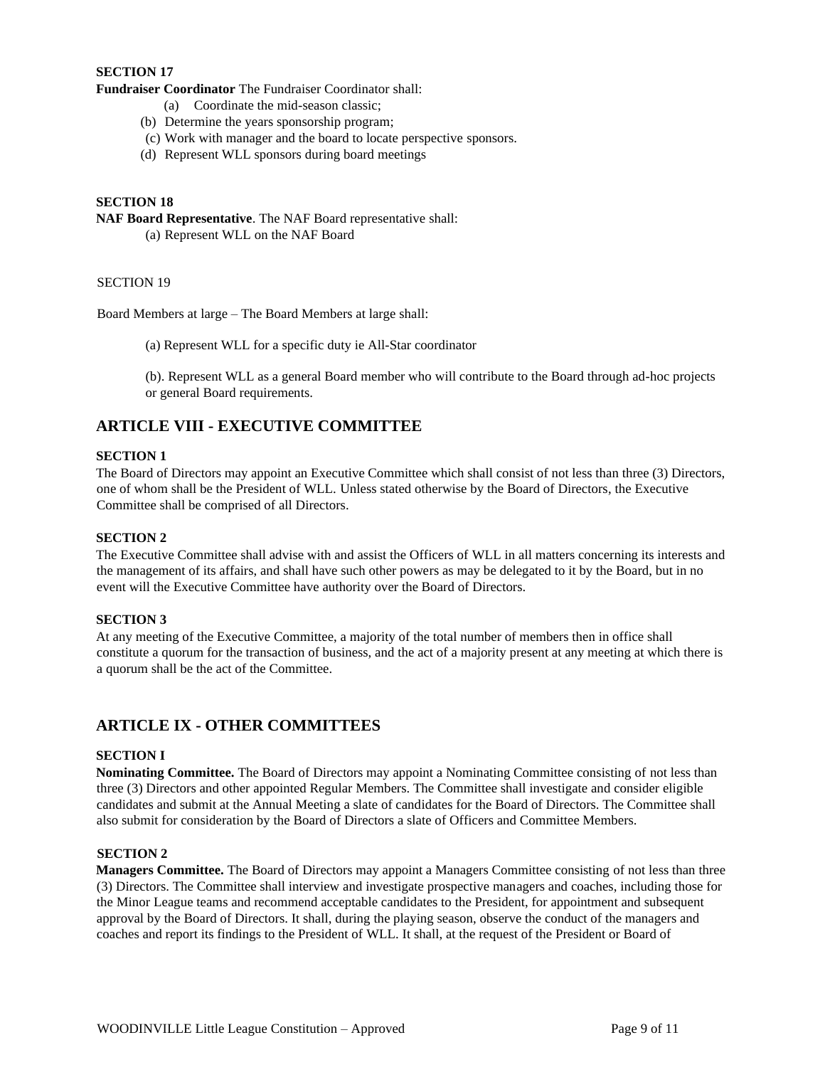**SECTION 17**

**Fundraiser Coordinator** The Fundraiser Coordinator shall:

(a) Coordinate the mid-season classic;

(b) Determine the years sponsorship program;

(c) Work with manager and the board to locate perspective sponsors.

(d) Represent WLL sponsors during board meetings

**SECTION 18**

**NAF Board Representative**. The NAF Board representative shall:

(a) Represent WLL on the NAF Board

SECTION 19

Board Members at large – The Board Members at large shall:

(a) Represent WLL for a specific duty ie All-Star coordinator

(b). Represent WLL as a general Board member who will contribute to the Board through ad-hoc projects or general Board requirements.

## ARTICLE VIII - EXECUTIVE COMMITTEE

**SECTION 1**

The Board of Directors may appoint an Executive Committee which shall consist of not less than three (3) Directors, one of whom shall be the President of WLL. Unless stated otherwise by the Board of Directors, the Executive Committee shall be comprised of all Directors.

**SECTION 2**

The Executive Committee shall advise with and assist the Officers of WLL in all matters concerning its interests and the management of its affairs, and shall have such other powers as may be delegated to it by the Board, but in no event will the Executive Committee have authority over the Board of Directors.

**SECTION 3**

At any meeting of the Executive Committee, a majority of the total number of members then in office shall constitute a quorum for the transaction of business, and the act of a majority present at any meeting at which there is a quorum shall be the act of the Committee.

## ARTICLE IX - OTHER COMMITTEES

**SECTION I**

**Nominating Committee.** The Board of Directors may appoint a Nominating Committee consisting of not less than three (3) Directors and other appointed Regular Members. The Committee shall investigate and consider eligible candidates and submit at the Annual Meeting a slate of candidates for the Board of Directors. The Committee shall also submit for consideration by the Board of Directors a slate of Officers and Committee Members.

**SECTION 2**

**Managers Committee.** The Board of Directors may appoint a Managers Committee consisting of not less than three (3) Directors. The Committee shall interview and investigate prospective managers and coaches, including those for the Minor League teams and recommend acceptable candidates to the President, for appointment and subsequent approval by the Board of Directors. It shall, during the playing season, observe the conduct of the managers and coaches and report its findings to the President of WLL. It shall, at the request of the President or Board of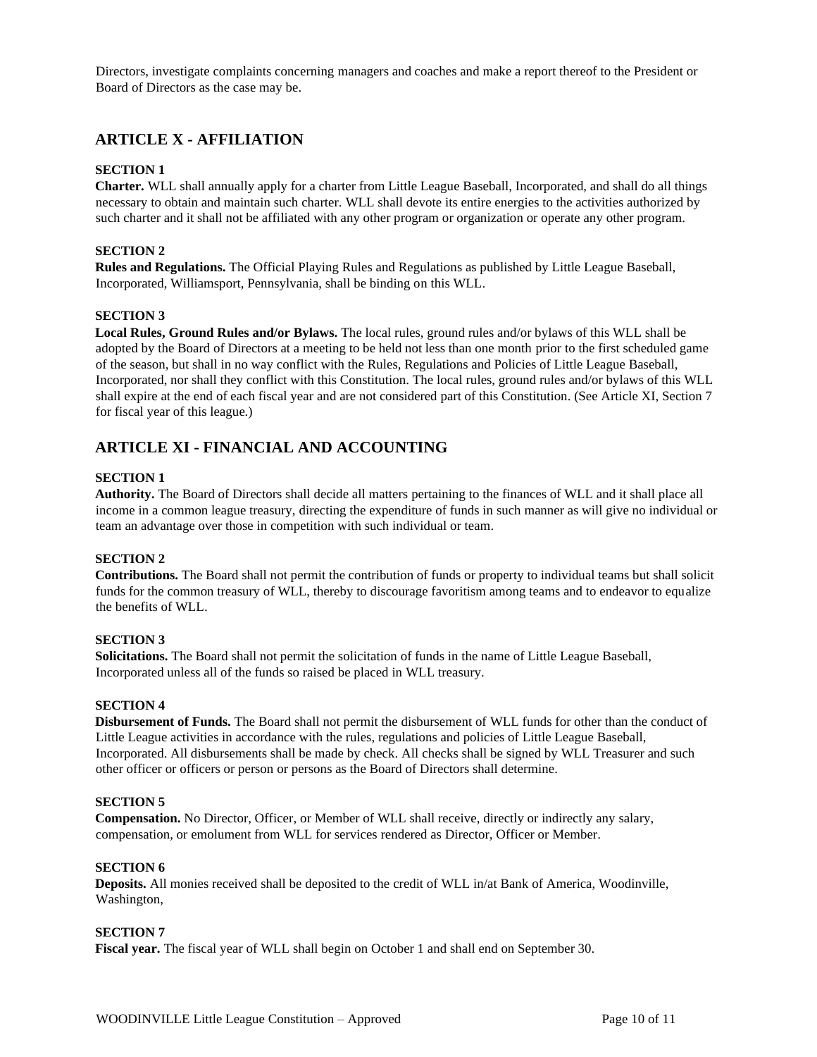Directors, investigate complaints concerning managers and coaches and make a report thereof to the President or Board of Directors as the case may be.

## ARTICLE X - AFFILIATION

**SECTION 1**

**Charter.** WLL shall annually apply for a charter from Little League Baseball, Incorporated, and shall do all things necessary to obtain and maintain such charter. WLL shall devote its entire energies to the activities authorized by such charter and it shall not be affiliated with any other program or organization or operate any other program.

**SECTION 2**

**Rules and Regulations.** The Official Playing Rules and Regulations as published by Little League Baseball, Incorporated, Williamsport, Pennsylvania, shall be binding on this WLL.

**SECTION 3**

**Local Rules, Ground Rules and/or Bylaws.** The local rules, ground rules and/or bylaws of this WLL shall be adopted by the Board of Directors at a meeting to be held not less than one month prior to the first scheduled game of the season, but shall in no way conflict with the Rules, Regulations and Policies of Little League Baseball, Incorporated, nor shall they conflict with this Constitution. The local rules, ground rules and/or bylaws of this WLL shall expire at the end of each fiscal year and are not considered part of this Constitution. (See Article XI, Section 7 for fiscal year of this league.)

## ARTICLE XI - FINANCIAL AND ACCOUNTING

**SECTION 1**

**Authority.** The Board of Directors shall decide all matters pertaining to the finances of WLL and it shall place all income in a common league treasury, directing the expenditure of funds in such manner as will give no individual or team an advantage over those in competition with such individual or team.

**SECTION 2**

**Contributions.** The Board shall not permit the contribution of funds or property to individual teams but shall solicit funds for the common treasury of WLL, thereby to discourage favoritism among teams and to endeavor to equalize the benefits of WLL.

**SECTION 3**

**Solicitations.** The Board shall not permit the solicitation of funds in the name of Little League Baseball, Incorporated unless all of the funds so raised be placed in WLL treasury.

**SECTION 4**

**Disbursement of Funds.** The Board shall not permit the disbursement of WLL funds for other than the conduct of Little League activities in accordance with the rules, regulations and policies of Little League Baseball, Incorporated. All disbursements shall be made by check. All checks shall be signed by WLL Treasurer and such other officer or officers or person or persons as the Board of Directors shall determine.

**SECTION 5**

**Compensation.** No Director, Officer, or Member of WLL shall receive, directly or indirectly any salary, compensation, or emolument from WLL for services rendered as Director, Officer or Member.

**SECTION 6**

**Deposits.** All monies received shall be deposited to the credit of WLL in/at Bank of America, Woodinville, Washington,

**SECTION 7**

**Fiscal year.** The fiscal year of WLL shall begin on October 1 and shall end on September 30.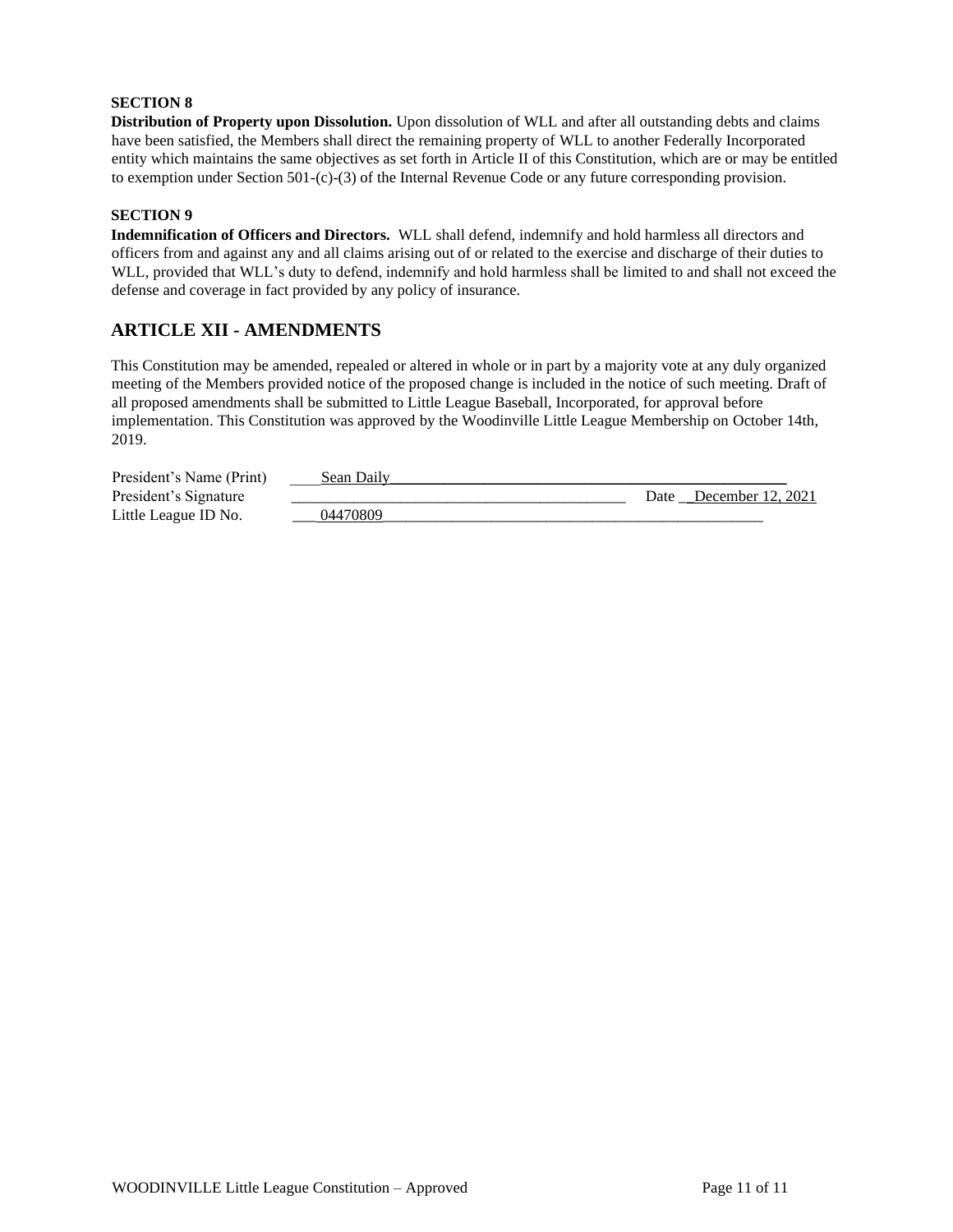**SECTION 8**

**Distribution of Property upon Dissolution.** Upon dissolution of WLL and after all outstanding debts and claims have been satisfied, the Members shall direct the remaining property of WLL to another Federally Incorporated entity which maintains the same objectives as set forth in Article II of this Constitution, which are or may be entitled to exemption under Section 501-(c)-(3) of the Internal Revenue Code or any future corresponding provision.

**SECTION 9**

**Indemnification of Officers and Directors.** WLL shall defend, indemnify and hold harmless all directors and officers from and against any and all claims arising out of or related to the exercise and discharge of their duties to WLL, provided that WLL's duty to defend, indemnify and hold harmless shall be limited to and shall not exceed the defense and coverage in fact provided by any policy of insurance.

## ARTICLE XII - AMENDMENTS

This Constitution may be amended, repealed or altered in whole or in part by a majority vote at any duly organized meeting of the Members provided notice of the proposed change is included in the notice of such meeting. Draft of all proposed amendments shall be submitted to Little League Baseball, Incorporated, for approval before implementation. This Constitution was approved by the Woodinville Little League Membership on October 14th, 2019.

President's Name (Print) ____Sean Daily____________________________________________________

President's Signature ____________________________________________ Date __December 12, 2021

Little League ID No. ___04470809__________________________________________________